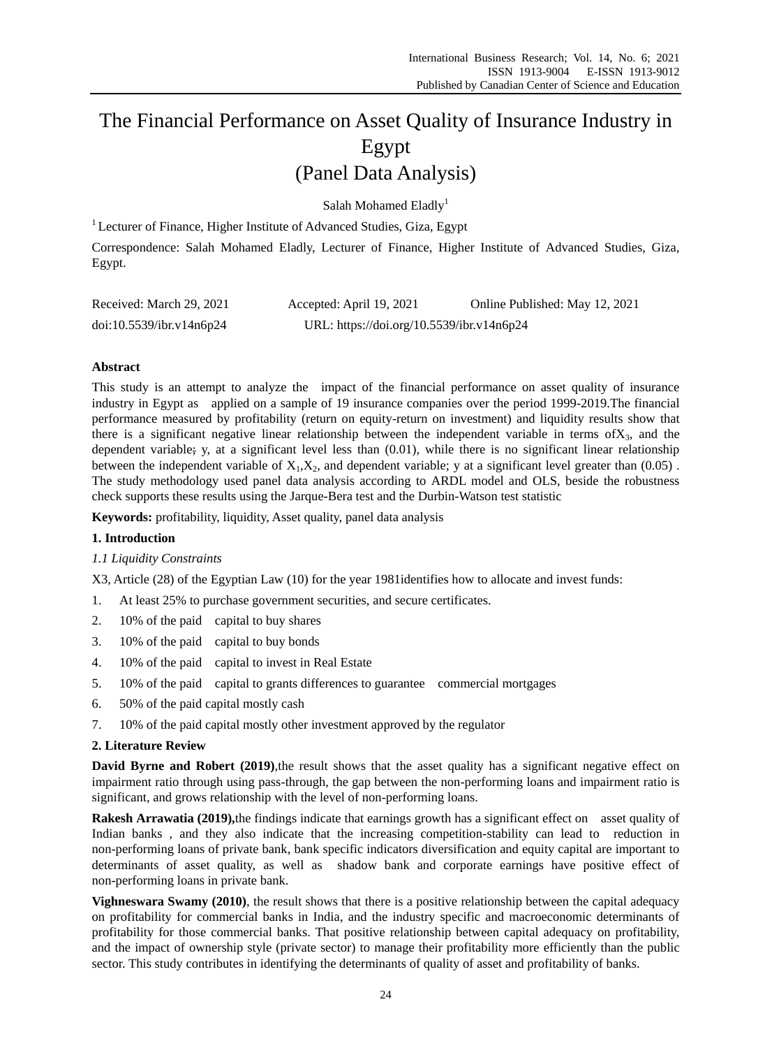# The Financial Performance on Asset Quality of Insurance Industry in Egypt (Panel Data Analysis)

Salah Mohamed Eladly[1]

[1] Lecturer of Finance, Higher Institute of Advanced Studies, Giza, Egypt

Correspondence: Salah Mohamed Eladly, Lecturer of Finance, Higher Institute of Advanced Studies, Giza, Egypt.

Received: March 29, 2021 Accepted: April 19, 2021 Online Published: May 12, 2021

doi:10.5539/ibr.v14n6p24 URL: https://doi.org/10.5539/ibr.v14n6p24

## Abstract

This study is an attempt to analyze the impact of the financial performance on asset quality of insurance industry in Egypt as applied on a sample of 19 insurance companies over the period 1999-2019.The financial performance measured by profitability (return on equity-return on investment) and liquidity results show that there is a significant negative linear relationship between the independent variable in terms of$X_3$, and the dependent variable; y, at a significant level less than (0.01), while there is no significant linear relationship between the independent variable of $X_1$,$X_2$, and dependent variable; y at a significant level greater than (0.05) . The study methodology used panel data analysis according to ARDL model and OLS, beside the robustness check supports these results using the Jarque-Bera test and the Durbin-Watson test statistic

**Keywords:** profitability, liquidity, Asset quality, panel data analysis

## 1. Introduction

### *1.1 Liquidity Constraints*

X3, Article (28) of the Egyptian Law (10) for the year 1981identifies how to allocate and invest funds:

1. At least 25% to purchase government securities, and secure certificates.
2. 10% of the paid capital to buy shares
3. 10% of the paid capital to buy bonds
4. 10% of the paid capital to invest in Real Estate
5. 10% of the paid capital to grants differences to guarantee commercial mortgages
6. 50% of the paid capital mostly cash
7. 10% of the paid capital mostly other investment approved by the regulator

## 2. Literature Review

**David Byrne and Robert (2019)**,the result shows that the asset quality has a significant negative effect on impairment ratio through using pass-through, the gap between the non-performing loans and impairment ratio is significant, and grows relationship with the level of non-performing loans.

**Rakesh Arrawatia (2019),**the findings indicate that earnings growth has a significant effect on asset quality of Indian banks , and they also indicate that the increasing competition-stability can lead to reduction in non-performing loans of private bank, bank specific indicators diversification and equity capital are important to determinants of asset quality, as well as shadow bank and corporate earnings have positive effect of non-performing loans in private bank.

**Vighneswara Swamy (2010)**, the result shows that there is a positive relationship between the capital adequacy on profitability for commercial banks in India, and the industry specific and macroeconomic determinants of profitability for those commercial banks. That positive relationship between capital adequacy on profitability, and the impact of ownership style (private sector) to manage their profitability more efficiently than the public sector. This study contributes in identifying the determinants of quality of asset and profitability of banks.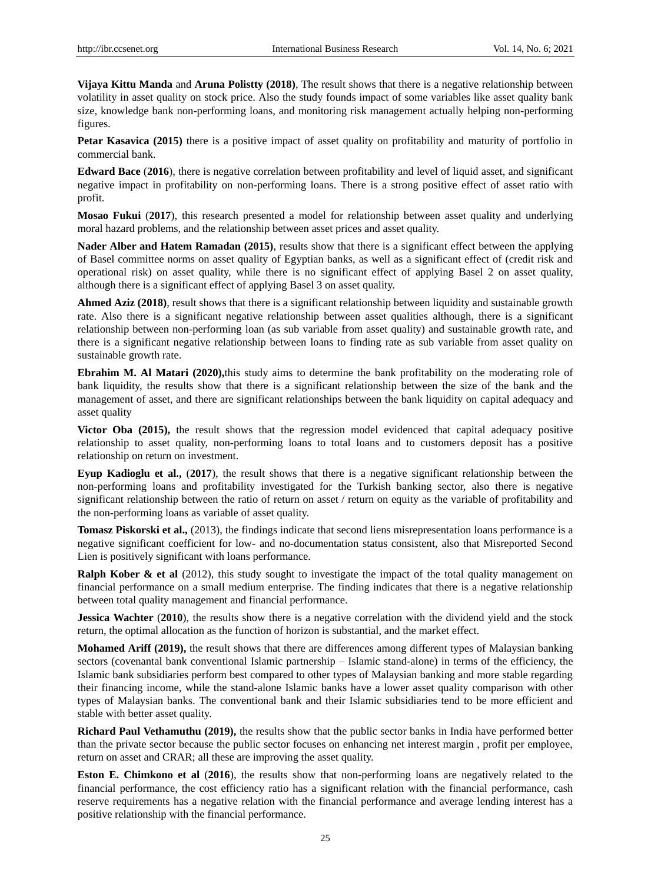**Vijaya Kittu Manda** and **Aruna Polistty (2018)**, The result shows that there is a negative relationship between volatility in asset quality on stock price. Also the study founds impact of some variables like asset quality bank size, knowledge bank non-performing loans, and monitoring risk management actually helping non-performing figures.

**Petar Kasavica (2015)** there is a positive impact of asset quality on profitability and maturity of portfolio in commercial bank.

**Edward Bace** (**2016**), there is negative correlation between profitability and level of liquid asset, and significant negative impact in profitability on non-performing loans. There is a strong positive effect of asset ratio with profit.

**Mosao Fukui** (**2017**), this research presented a model for relationship between asset quality and underlying moral hazard problems, and the relationship between asset prices and asset quality.

**Nader Alber and Hatem Ramadan (2015)**, results show that there is a significant effect between the applying of Basel committee norms on asset quality of Egyptian banks, as well as a significant effect of (credit risk and operational risk) on asset quality, while there is no significant effect of applying Basel 2 on asset quality, although there is a significant effect of applying Basel 3 on asset quality.

**Ahmed Aziz (2018)**, result shows that there is a significant relationship between liquidity and sustainable growth rate. Also there is a significant negative relationship between asset qualities although, there is a significant relationship between non-performing loan (as sub variable from asset quality) and sustainable growth rate, and there is a significant negative relationship between loans to finding rate as sub variable from asset quality on sustainable growth rate.

**Ebrahim M. Al Matari (2020),**this study aims to determine the bank profitability on the moderating role of bank liquidity, the results show that there is a significant relationship between the size of the bank and the management of asset, and there are significant relationships between the bank liquidity on capital adequacy and asset quality

**Victor Oba (2015),** the result shows that the regression model evidenced that capital adequacy positive relationship to asset quality, non-performing loans to total loans and to customers deposit has a positive relationship on return on investment.

**Eyup Kadioglu et al.,** (**2017**), the result shows that there is a negative significant relationship between the non-performing loans and profitability investigated for the Turkish banking sector, also there is negative significant relationship between the ratio of return on asset / return on equity as the variable of profitability and the non-performing loans as variable of asset quality.

**Tomasz Piskorski et al.,** (2013), the findings indicate that second liens misrepresentation loans performance is a negative significant coefficient for low- and no-documentation status consistent, also that Misreported Second Lien is positively significant with loans performance.

**Ralph Kober & et al** (2012), this study sought to investigate the impact of the total quality management on financial performance on a small medium enterprise. The finding indicates that there is a negative relationship between total quality management and financial performance.

**Jessica Wachter** (**2010**), the results show there is a negative correlation with the dividend yield and the stock return, the optimal allocation as the function of horizon is substantial, and the market effect.

**Mohamed Ariff (2019),** the result shows that there are differences among different types of Malaysian banking sectors (covenantal bank conventional Islamic partnership – Islamic stand-alone) in terms of the efficiency, the Islamic bank subsidiaries perform best compared to other types of Malaysian banking and more stable regarding their financing income, while the stand-alone Islamic banks have a lower asset quality comparison with other types of Malaysian banks. The conventional bank and their Islamic subsidiaries tend to be more efficient and stable with better asset quality.

**Richard Paul Vethamuthu (2019),** the results show that the public sector banks in India have performed better than the private sector because the public sector focuses on enhancing net interest margin , profit per employee, return on asset and CRAR; all these are improving the asset quality.

**Eston E. Chimkono et al** (**2016**), the results show that non-performing loans are negatively related to the financial performance, the cost efficiency ratio has a significant relation with the financial performance, cash reserve requirements has a negative relation with the financial performance and average lending interest has a positive relationship with the financial performance.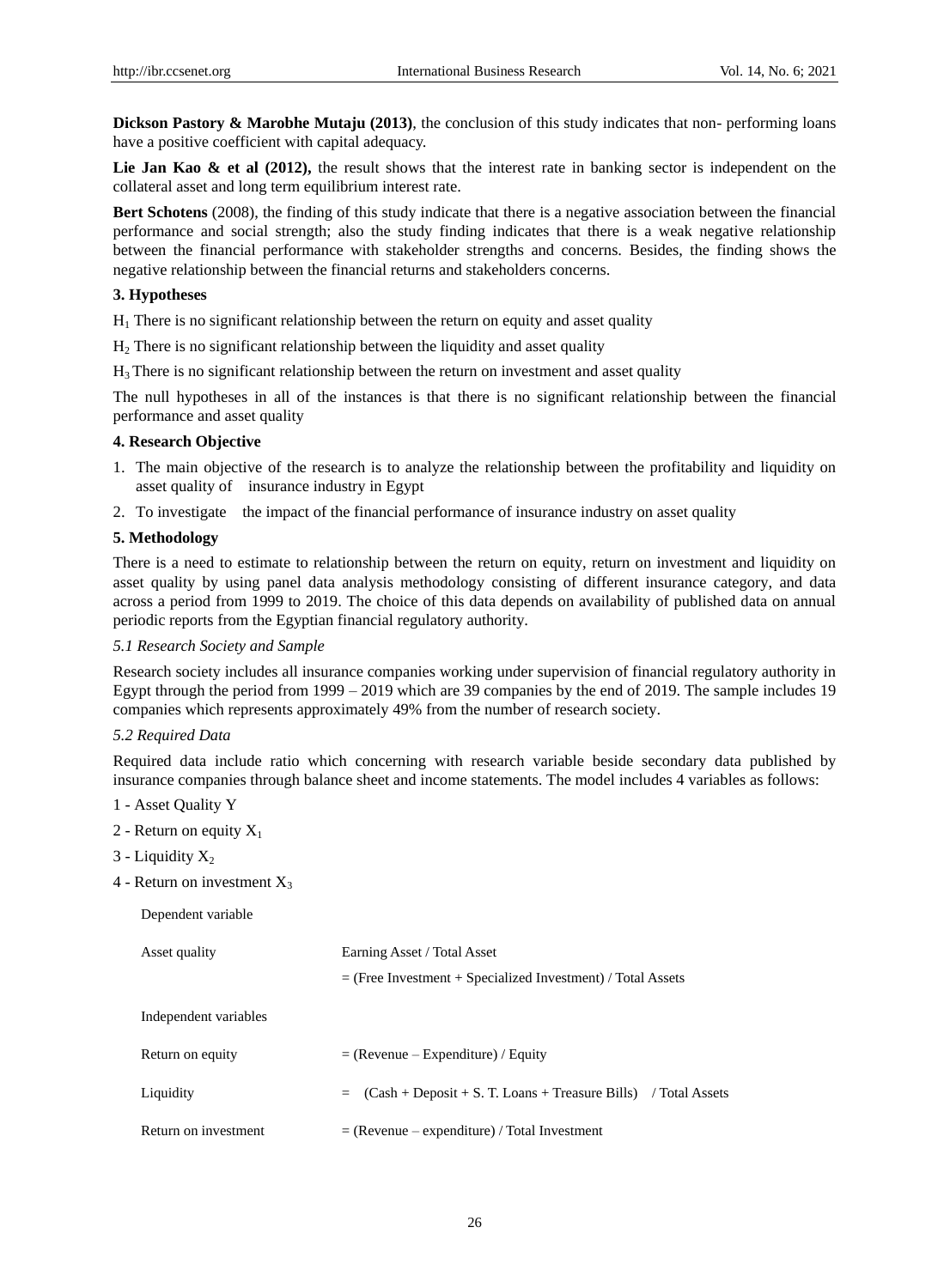**Dickson Pastory & Marobhe Mutaju (2013)**, the conclusion of this study indicates that non- performing loans have a positive coefficient with capital adequacy.

**Lie Jan Kao & et al (2012),** the result shows that the interest rate in banking sector is independent on the collateral asset and long term equilibrium interest rate.

**Bert Schotens** (2008), the finding of this study indicate that there is a negative association between the financial performance and social strength; also the study finding indicates that there is a weak negative relationship between the financial performance with stakeholder strengths and concerns. Besides, the finding shows the negative relationship between the financial returns and stakeholders concerns.

### 3. Hypotheses

$H_1$ There is no significant relationship between the return on equity and asset quality

$H_2$ There is no significant relationship between the liquidity and asset quality

$H_3$ There is no significant relationship between the return on investment and asset quality

The null hypotheses in all of the instances is that there is no significant relationship between the financial performance and asset quality

### 4. Research Objective

1. The main objective of the research is to analyze the relationship between the profitability and liquidity on asset quality of insurance industry in Egypt
2. To investigate the impact of the financial performance of insurance industry on asset quality

### 5. Methodology

There is a need to estimate to relationship between the return on equity, return on investment and liquidity on asset quality by using panel data analysis methodology consisting of different insurance category, and data across a period from 1999 to 2019. The choice of this data depends on availability of published data on annual periodic reports from the Egyptian financial regulatory authority.

#### *5.1 Research Society and Sample*

Research society includes all insurance companies working under supervision of financial regulatory authority in Egypt through the period from 1999 – 2019 which are 39 companies by the end of 2019. The sample includes 19 companies which represents approximately 49% from the number of research society.

#### *5.2 Required Data*

Required data include ratio which concerning with research variable beside secondary data published by insurance companies through balance sheet and income statements. The model includes 4 variables as follows:

1 - Asset Quality Y

2 - Return on equity $X_1$

3 - Liquidity $X_2$

4 - Return on investment $X_3$

| Dependent variable | |
|---|---|
| Asset quality | Earning Asset / Total Asset |
| | = (Free Investment + Specialized Investment) / Total Assets |
| Independent variables | |
| Return on equity | = (Revenue – Expenditure) / Equity |
| Liquidity | = (Cash + Deposit + S. T. Loans + Treasure Bills) / Total Assets |
| Return on investment | = (Revenue – expenditure) / Total Investment |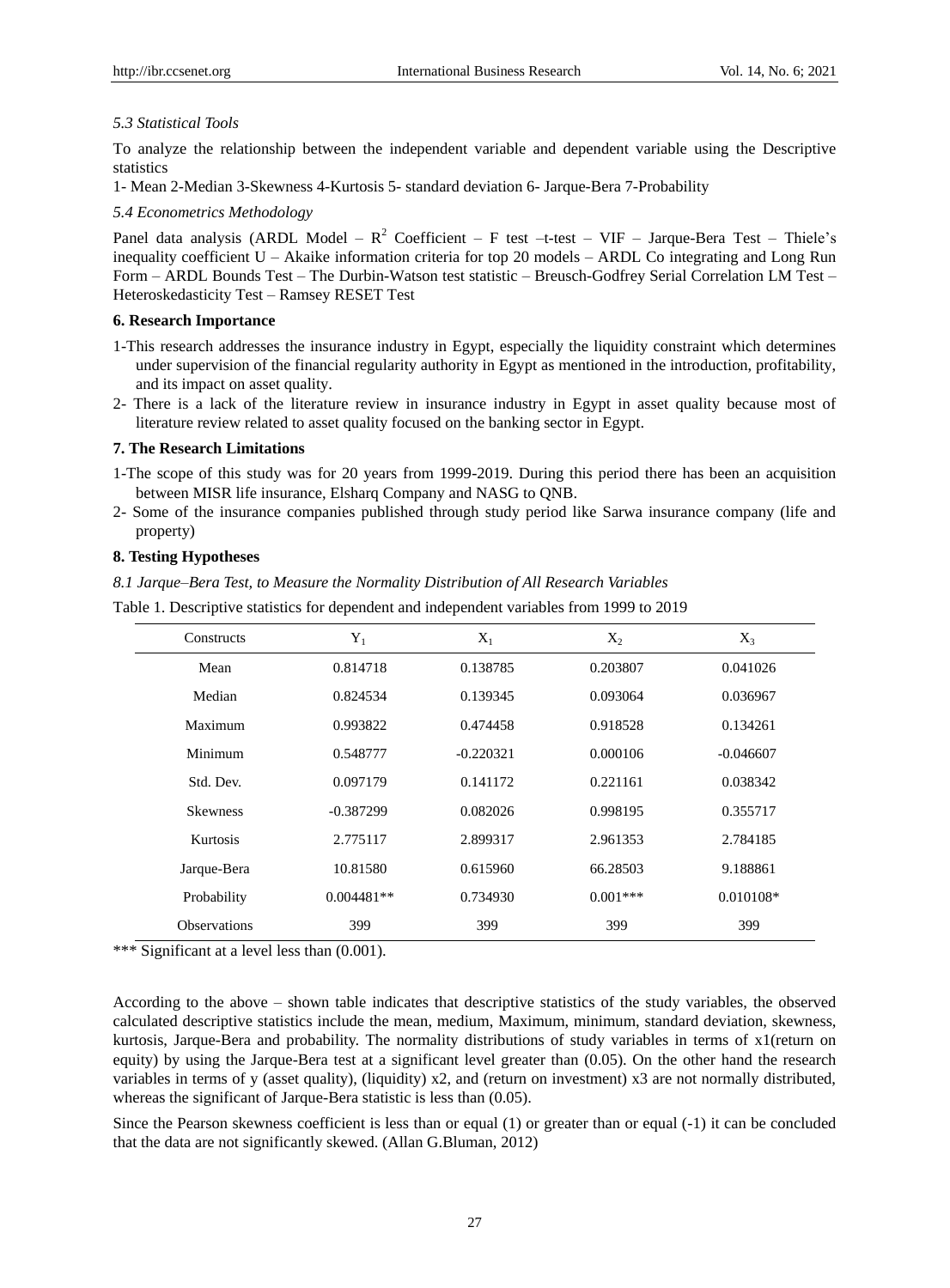*5.3 Statistical Tools*

To analyze the relationship between the independent variable and dependent variable using the Descriptive statistics

1- Mean 2-Median 3-Skewness 4-Kurtosis 5- standard deviation 6- Jarque-Bera 7-Probability

*5.4 Econometrics Methodology*

Panel data analysis (ARDL Model – $R^2$ Coefficient – F test –t-test – VIF – Jarque-Bera Test – Thiele's inequality coefficient U – Akaike information criteria for top 20 models – ARDL Co integrating and Long Run Form – ARDL Bounds Test – The Durbin-Watson test statistic – Breusch-Godfrey Serial Correlation LM Test – Heteroskedasticity Test – Ramsey RESET Test

## 6. Research Importance

1-This research addresses the insurance industry in Egypt, especially the liquidity constraint which determines under supervision of the financial regularity authority in Egypt as mentioned in the introduction, profitability, and its impact on asset quality.

2- There is a lack of the literature review in insurance industry in Egypt in asset quality because most of literature review related to asset quality focused on the banking sector in Egypt.

## 7. The Research Limitations

1-The scope of this study was for 20 years from 1999-2019. During this period there has been an acquisition between MISR life insurance, Elsharq Company and NASG to QNB.

2- Some of the insurance companies published through study period like Sarwa insurance company (life and property)

## 8. Testing Hypotheses

*8.1 Jarque–Bera Test, to Measure the Normality Distribution of All Research Variables*

Table 1. Descriptive statistics for dependent and independent variables from 1999 to 2019

| Constructs | $Y_1$ | $X_1$ | $X_2$ | $X_3$ |
|---|---|---|---|---|
| Mean | 0.814718 | 0.138785 | 0.203807 | 0.041026 |
| Median | 0.824534 | 0.139345 | 0.093064 | 0.036967 |
| Maximum | 0.993822 | 0.474458 | 0.918528 | 0.134261 |
| Minimum | 0.548777 | -0.220321 | 0.000106 | -0.046607 |
| Std. Dev. | 0.097179 | 0.141172 | 0.221161 | 0.038342 |
| Skewness | -0.387299 | 0.082026 | 0.998195 | 0.355717 |
| Kurtosis | 2.775117 | 2.899317 | 2.961353 | 2.784185 |
| Jarque-Bera | 10.81580 | 0.615960 | 66.28503 | 9.188861 |
| Probability | 0.004481** | 0.734930 | 0.001*** | 0.010108* |
| Observations | 399 | 399 | 399 | 399 |

*** Significant at a level less than (0.001).

According to the above – shown table indicates that descriptive statistics of the study variables, the observed calculated descriptive statistics include the mean, medium, Maximum, minimum, standard deviation, skewness, kurtosis, Jarque-Bera and probability. The normality distributions of study variables in terms of x1(return on equity) by using the Jarque-Bera test at a significant level greater than (0.05). On the other hand the research variables in terms of y (asset quality), (liquidity) x2, and (return on investment) x3 are not normally distributed, whereas the significant of Jarque-Bera statistic is less than (0.05).

Since the Pearson skewness coefficient is less than or equal (1) or greater than or equal (-1) it can be concluded that the data are not significantly skewed. (Allan G.Bluman, 2012)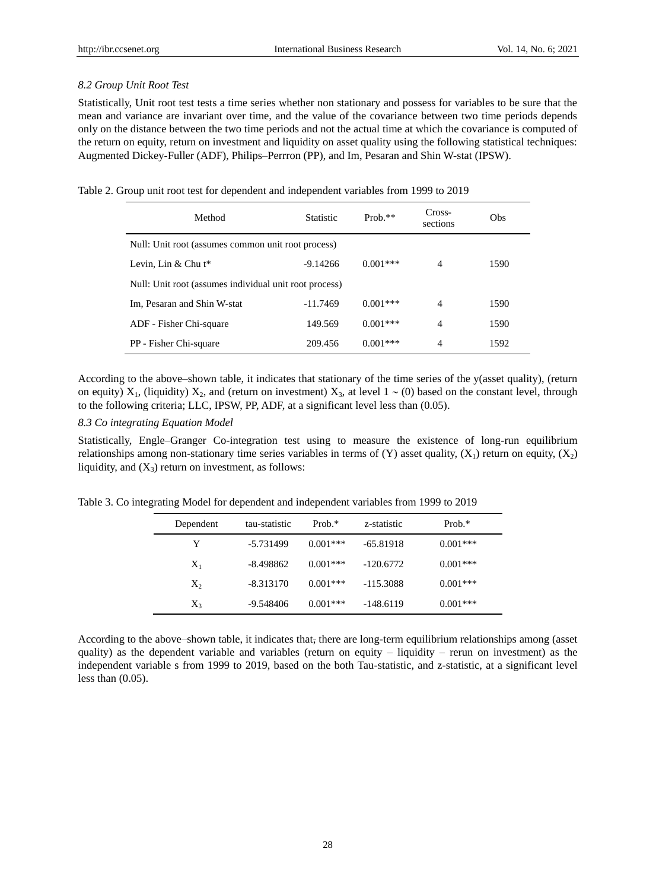### *8.2 Group Unit Root Test*

Statistically, Unit root test tests a time series whether non stationary and possess for variables to be sure that the mean and variance are invariant over time, and the value of the covariance between two time periods depends only on the distance between the two time periods and not the actual time at which the covariance is computed of the return on equity, return on investment and liquidity on asset quality using the following statistical techniques: Augmented Dickey-Fuller (ADF), Philips–Perrron (PP), and Im, Pesaran and Shin W-stat (IPSW).

Table 2. Group unit root test for dependent and independent variables from 1999 to 2019

| Method | Statistic | Prob.** | Cross-sections | Obs |
|---|---|---|---|---|
| Null: Unit root (assumes common unit root process) | | | | |
| Levin, Lin & Chu t* | -9.14266 | 0.001*** | 4 | 1590 |
| Null: Unit root (assumes individual unit root process) | | | | |
| Im, Pesaran and Shin W-stat | -11.7469 | 0.001*** | 4 | 1590 |
| ADF - Fisher Chi-square | 149.569 | 0.001*** | 4 | 1590 |
| PP - Fisher Chi-square | 209.456 | 0.001*** | 4 | 1592 |

According to the above–shown table, it indicates that stationary of the time series of the y(asset quality), (return on equity) $X_1$, (liquidity) $X_2$, and (return on investment) $X_3$, at level 1 ~ (0) based on the constant level, through to the following criteria; LLC, IPSW, PP, ADF, at a significant level less than (0.05).

### *8.3 Co integrating Equation Model*

Statistically, Engle–Granger Co-integration test using to measure the existence of long-run equilibrium relationships among non-stationary time series variables in terms of (Y) asset quality, ($X_1$) return on equity, ($X_2$) liquidity, and ($X_3$) return on investment, as follows:

Table 3. Co integrating Model for dependent and independent variables from 1999 to 2019

| Dependent | tau-statistic | Prob.* | z-statistic | Prob.* |
|---|---|---|---|---|
| Y | -5.731499 | 0.001*** | -65.81918 | 0.001*** |
| $X_1$ | -8.498862 | 0.001*** | -120.6772 | 0.001*** |
| $X_2$ | -8.313170 | 0.001*** | -115.3088 | 0.001*** |
| $X_3$ | -9.548406 | 0.001*** | -148.6119 | 0.001*** |

According to the above–shown table, it indicates that, there are long-term equilibrium relationships among (asset quality) as the dependent variable and variables (return on equity – liquidity – rerun on investment) as the independent variable s from 1999 to 2019, based on the both Tau-statistic, and z-statistic, at a significant level less than (0.05).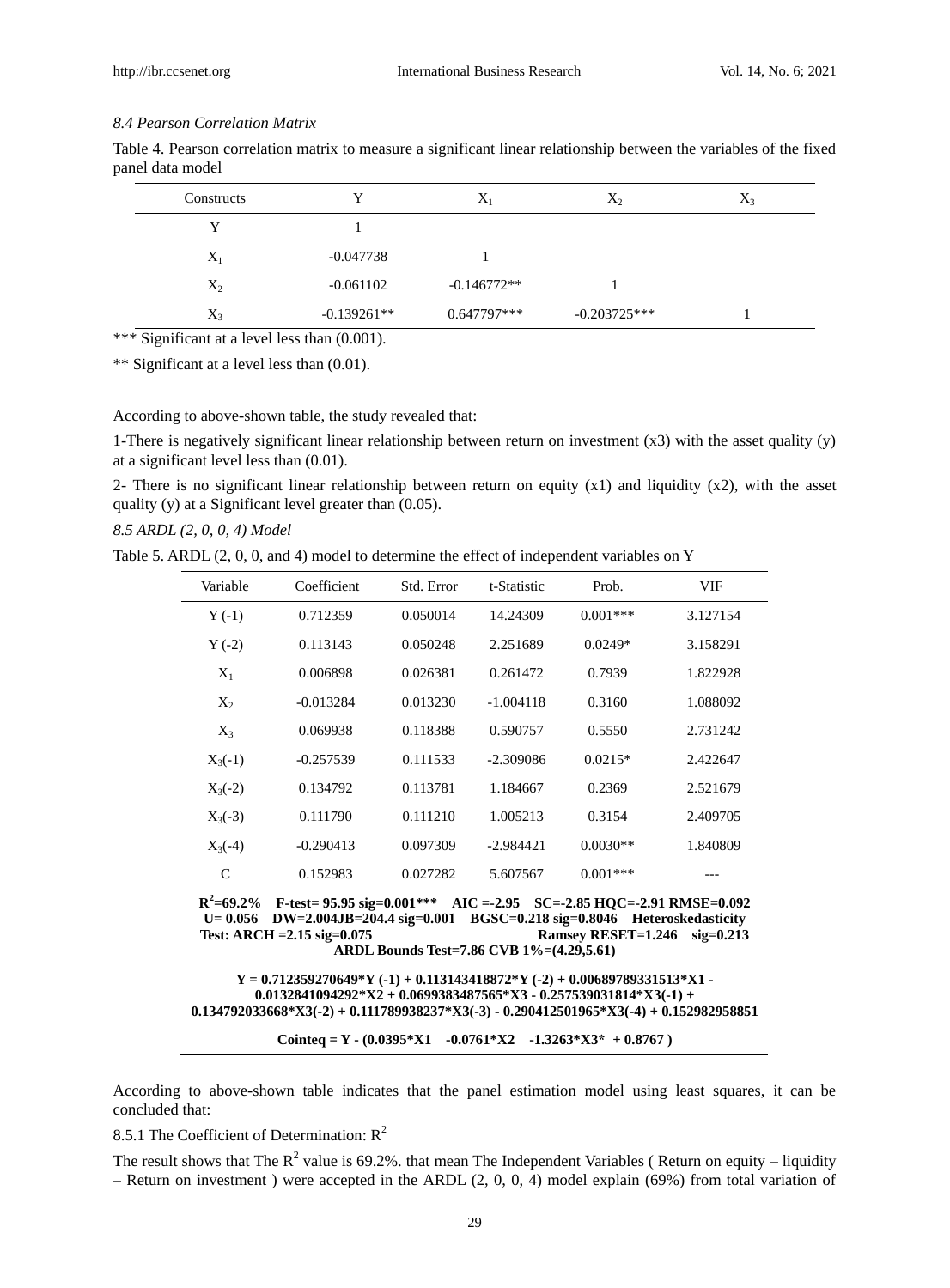### *8.4 Pearson Correlation Matrix*

Table 4. Pearson correlation matrix to measure a significant linear relationship between the variables of the fixed panel data model

| Constructs | Y | $X_1$ | $X_2$ | $X_3$ |
|---|---|---|---|---|
| Y | 1 | | | |
| $X_1$ | -0.047738 | 1 | | |
| $X_2$ | -0.061102 | -0.146772** | 1 | |
| $X_3$ | -0.139261** | 0.647797*** | -0.203725*** | 1 |

*** Significant at a level less than (0.001).

** Significant at a level less than (0.01).

According to above-shown table, the study revealed that:

1-There is negatively significant linear relationship between return on investment (x3) with the asset quality (y) at a significant level less than (0.01).

2- There is no significant linear relationship between return on equity (x1) and liquidity (x2), with the asset quality (y) at a Significant level greater than (0.05).

### *8.5 ARDL (2, 0, 0, 4) Model*

Table 5. ARDL (2, 0, 0, and 4) model to determine the effect of independent variables on Y

| Variable | Coefficient | Std. Error | t-Statistic | Prob. | VIF |
|---|---|---|---|---|---|
| Y (-1) | 0.712359 | 0.050014 | 14.24309 | 0.001*** | 3.127154 |
| Y (-2) | 0.113143 | 0.050248 | 2.251689 | 0.0249* | 3.158291 |
| $X_1$ | 0.006898 | 0.026381 | 0.261472 | 0.7939 | 1.822928 |
| $X_2$ | -0.013284 | 0.013230 | -1.004118 | 0.3160 | 1.088092 |
| $X_3$ | 0.069938 | 0.118388 | 0.590757 | 0.5550 | 2.731242 |
| $X_3$(-1) | -0.257539 | 0.111533 | -2.309086 | 0.0215* | 2.422647 |
| $X_3$(-2) | 0.134792 | 0.113781 | 1.184667 | 0.2369 | 2.521679 |
| $X_3$(-3) | 0.111790 | 0.111210 | 1.005213 | 0.3154 | 2.409705 |
| $X_3$(-4) | -0.290413 | 0.097309 | -2.984421 | 0.0030** | 1.840809 |
| C | 0.152983 | 0.027282 | 5.607567 | 0.001*** | --- |

**$R^2$=69.2% F-test= 95.95 sig=0.001*** AIC =-2.95 SC=-2.85 HQC=-2.91 RMSE=0.092 U= 0.056 DW=2.004JB=204.4 sig=0.001 BGSC=0.218 sig=0.8046 Heteroskedasticity Test: ARCH =2.15 sig=0.075 Ramsey RESET=1.246 sig=0.213**
**ARDL Bounds Test=7.86 CVB 1%=(4.29,5.61)**

**Y = 0.712359270649*Y (-1) + 0.113143418872*Y (-2) + 0.00689789331513*X1 - 0.0132841094292*X2 + 0.0699383487565*X3 - 0.257539031814*X3(-1) + 0.134792033668*X3(-2) + 0.111789938237*X3(-3) - 0.290412501965*X3(-4) + 0.152982958851**

**Cointeq = Y - (0.0395*X1 -0.0761*X2 -1.3263*X3* + 0.8767 )**

According to above-shown table indicates that the panel estimation model using least squares, it can be concluded that:

8.5.1 The Coefficient of Determination: $R^2$

The result shows that The $R^2$ value is 69.2%. that mean The Independent Variables ( Return on equity – liquidity – Return on investment ) were accepted in the ARDL (2, 0, 0, 4) model explain (69%) from total variation of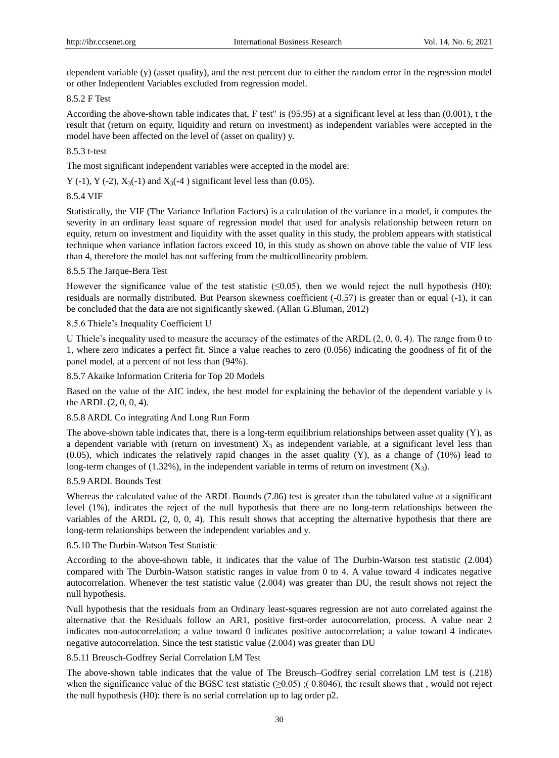dependent variable (y) (asset quality), and the rest percent due to either the random error in the regression model or other Independent Variables excluded from regression model.

#### 8.5.2 F Test

According the above-shown table indicates that, F test" is (95.95) at a significant level at less than (0.001), t the result that (return on equity, liquidity and return on investment) as independent variables were accepted in the model have been affected on the level of (asset on quality) y.

#### 8.5.3 t-test

The most significant independent variables were accepted in the model are:

Y (-1), Y (-2), $X_3$(-1) and $X_3$(-4 ) significant level less than (0.05).

#### 8.5.4 VIF

Statistically, the VIF (The Variance Inflation Factors) is a calculation of the variance in a model, it computes the severity in an ordinary least square of regression model that used for analysis relationship between return on equity, return on investment and liquidity with the asset quality in this study, the problem appears with statistical technique when variance inflation factors exceed 10, in this study as shown on above table the value of VIF less than 4, therefore the model has not suffering from the multicollinearity problem.

#### 8.5.5 The Jarque-Bera Test

However the significance value of the test statistic ($\leq$0.05), then we would reject the null hypothesis (H0): residuals are normally distributed. But Pearson skewness coefficient (-0.57) is greater than or equal (-1), it can be concluded that the data are not significantly skewed. (Allan G.Bluman, 2012)

#### 8.5.6 Thiele's Inequality Coefficient U

U Thiele's inequality used to measure the accuracy of the estimates of the ARDL (2, 0, 0, 4). The range from 0 to 1, where zero indicates a perfect fit. Since a value reaches to zero (0.056) indicating the goodness of fit of the panel model, at a percent of not less than (94%).

#### 8.5.7 Akaike Information Criteria for Top 20 Models

Based on the value of the AIC index, the best model for explaining the behavior of the dependent variable y is the ARDL (2, 0, 0, 4).

#### 8.5.8 ARDL Co integrating And Long Run Form

The above-shown table indicates that, there is a long-term equilibrium relationships between asset quality (Y), as a dependent variable with (return on investment) $X_3$ as independent variable, at a significant level less than (0.05), which indicates the relatively rapid changes in the asset quality (Y), as a change of (10%) lead to long-term changes of (1.32%), in the independent variable in terms of return on investment ($X_3$).

#### 8.5.9 ARDL Bounds Test

Whereas the calculated value of the ARDL Bounds (7.86) test is greater than the tabulated value at a significant level (1%), indicates the reject of the null hypothesis that there are no long-term relationships between the variables of the ARDL (2, 0, 0, 4). This result shows that accepting the alternative hypothesis that there are long-term relationships between the independent variables and y.

#### 8.5.10 The Durbin-Watson Test Statistic

According to the above-shown table, it indicates that the value of The Durbin-Watson test statistic (2.004) compared with The Durbin-Watson statistic ranges in value from 0 to 4. A value toward 4 indicates negative autocorrelation. Whenever the test statistic value (2.004) was greater than DU, the result shows not reject the null hypothesis.

Null hypothesis that the residuals from an Ordinary least-squares regression are not auto correlated against the alternative that the Residuals follow an AR1, positive first-order autocorrelation, process. A value near 2 indicates non-autocorrelation; a value toward 0 indicates positive autocorrelation; a value toward 4 indicates negative autocorrelation. Since the test statistic value (2.004) was greater than DU

#### 8.5.11 Breusch-Godfrey Serial Correlation LM Test

The above-shown table indicates that the value of The Breusch–Godfrey serial correlation LM test is (.218) when the significance value of the BGSC test statistic ($\geq$0.05) ;( 0.8046), the result shows that , would not reject the null hypothesis (H0): there is no serial correlation up to lag order p2.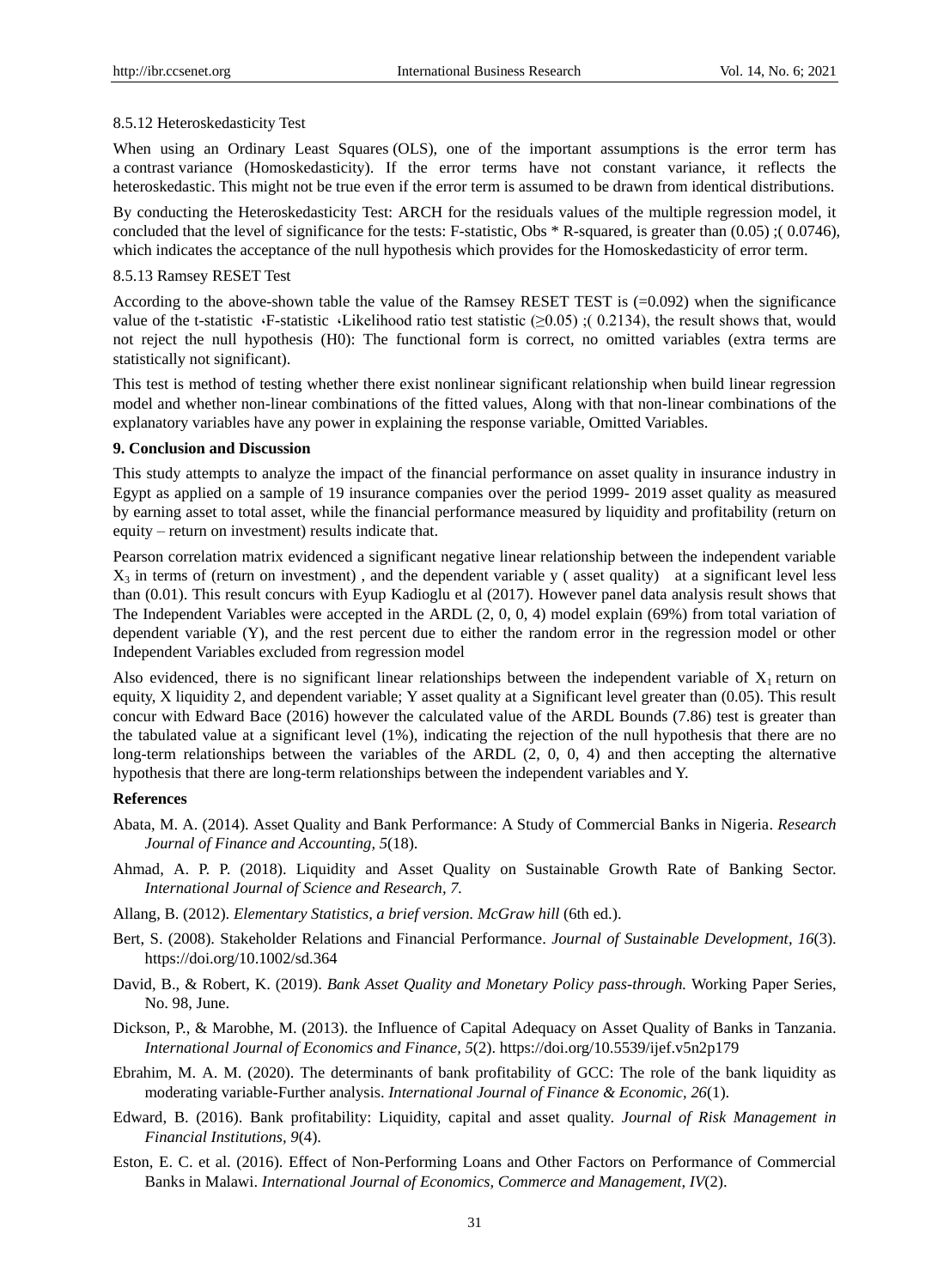8.5.12 Heteroskedasticity Test

When using an Ordinary Least Squares (OLS), one of the important assumptions is the error term has a contrast variance (Homoskedasticity). If the error terms have not constant variance, it reflects the heteroskedastic. This might not be true even if the error term is assumed to be drawn from identical distributions.

By conducting the Heteroskedasticity Test: ARCH for the residuals values of the multiple regression model, it concluded that the level of significance for the tests: F-statistic, Obs * R-squared, is greater than (0.05) ;( 0.0746), which indicates the acceptance of the null hypothesis which provides for the Homoskedasticity of error term.

8.5.13 Ramsey RESET Test

According to the above-shown table the value of the Ramsey RESET TEST is (=0.092) when the significance value of the t-statistic ،F-statistic ،Likelihood ratio test statistic (≥0.05) ;( 0.2134), the result shows that, would not reject the null hypothesis (H0): The functional form is correct, no omitted variables (extra terms are statistically not significant).

This test is method of testing whether there exist nonlinear significant relationship when build linear regression model and whether non-linear combinations of the fitted values, Along with that non-linear combinations of the explanatory variables have any power in explaining the response variable, Omitted Variables.

**9. Conclusion and Discussion**

This study attempts to analyze the impact of the financial performance on asset quality in insurance industry in Egypt as applied on a sample of 19 insurance companies over the period 1999- 2019 asset quality as measured by earning asset to total asset, while the financial performance measured by liquidity and profitability (return on equity – return on investment) results indicate that.

Pearson correlation matrix evidenced a significant negative linear relationship between the independent variable $X_3$ in terms of (return on investment) , and the dependent variable y ( asset quality) at a significant level less than (0.01). This result concurs with Eyup Kadioglu et al (2017). However panel data analysis result shows that The Independent Variables were accepted in the ARDL (2, 0, 0, 4) model explain (69%) from total variation of dependent variable (Y), and the rest percent due to either the random error in the regression model or other Independent Variables excluded from regression model

Also evidenced, there is no significant linear relationships between the independent variable of $X_1$ return on equity, X liquidity 2, and dependent variable; Y asset quality at a Significant level greater than (0.05). This result concur with Edward Bace (2016) however the calculated value of the ARDL Bounds (7.86) test is greater than the tabulated value at a significant level (1%), indicating the rejection of the null hypothesis that there are no long-term relationships between the variables of the ARDL (2, 0, 0, 4) and then accepting the alternative hypothesis that there are long-term relationships between the independent variables and Y.

**References**

Abata, M. A. (2014). Asset Quality and Bank Performance: A Study of Commercial Banks in Nigeria. *Research Journal of Finance and Accounting, 5*(18).

Ahmad, A. P. P. (2018). Liquidity and Asset Quality on Sustainable Growth Rate of Banking Sector. *International Journal of Science and Research, 7.*

Allang, B. (2012). *Elementary Statistics, a brief version. McGraw hill* (6th ed.).

Bert, S. (2008). Stakeholder Relations and Financial Performance. *Journal of Sustainable Development, 16*(3). https://doi.org/10.1002/sd.364

David, B., & Robert, K. (2019). *Bank Asset Quality and Monetary Policy pass-through.* Working Paper Series, No. 98, June.

Dickson, P., & Marobhe, M. (2013). the Influence of Capital Adequacy on Asset Quality of Banks in Tanzania. *International Journal of Economics and Finance, 5*(2). https://doi.org/10.5539/ijef.v5n2p179

Ebrahim, M. A. M. (2020). The determinants of bank profitability of GCC: The role of the bank liquidity as moderating variable-Further analysis. *International Journal of Finance & Economic, 26*(1).

Edward, B. (2016). Bank profitability: Liquidity, capital and asset quality. *Journal of Risk Management in Financial Institutions, 9*(4).

Eston, E. C. et al. (2016). Effect of Non-Performing Loans and Other Factors on Performance of Commercial Banks in Malawi. *International Journal of Economics, Commerce and Management, IV*(2).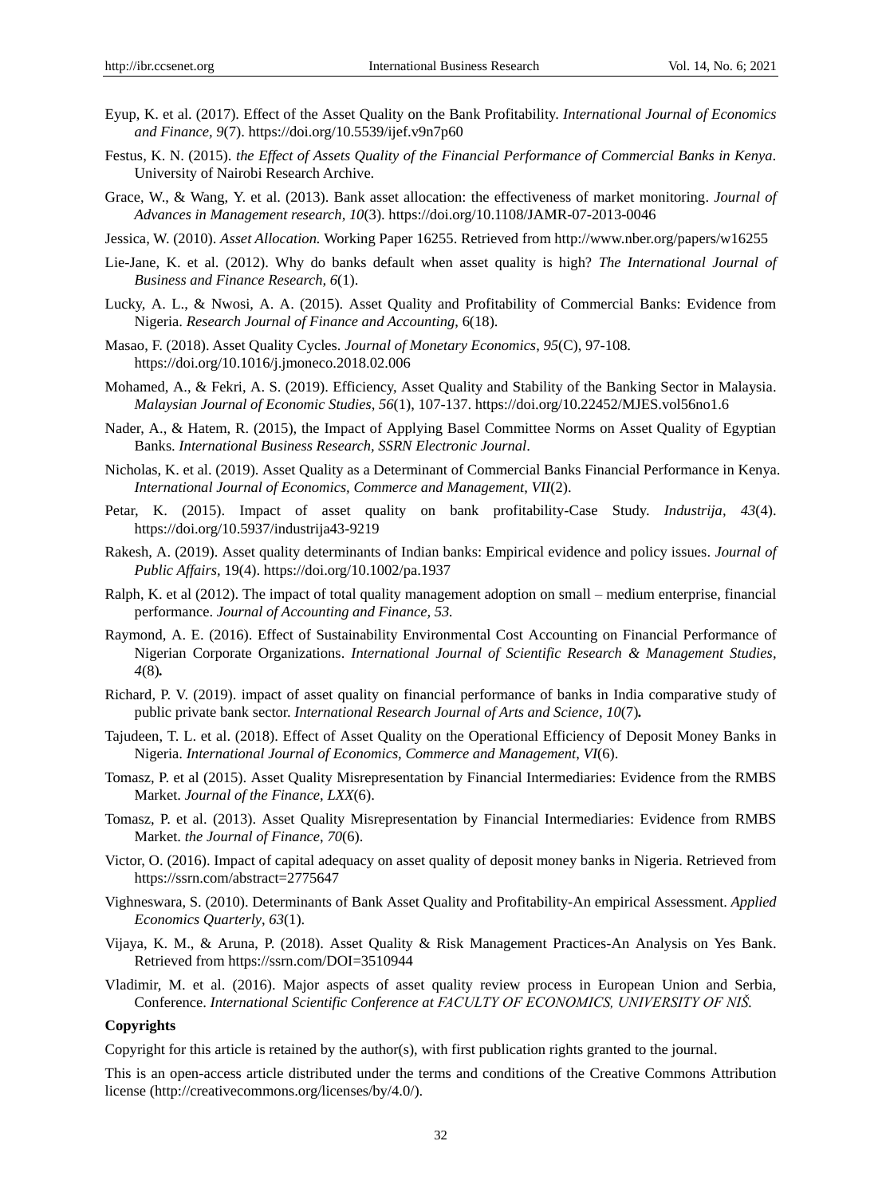Eyup, K. et al. (2017). Effect of the Asset Quality on the Bank Profitability. *International Journal of Economics and Finance*, *9*(7). https://doi.org/10.5539/ijef.v9n7p60

Festus, K. N. (2015). *the Effect of Assets Quality of the Financial Performance of Commercial Banks in Kenya*. University of Nairobi Research Archive.

Grace, W., & Wang, Y. et al. (2013). Bank asset allocation: the effectiveness of market monitoring. *Journal of Advances in Management research, 10*(3). https://doi.org/10.1108/JAMR-07-2013-0046

Jessica, W. (2010). *Asset Allocation.* Working Paper 16255. Retrieved from http://www.nber.org/papers/w16255

Lie-Jane, K. et al. (2012). Why do banks default when asset quality is high? *The International Journal of Business and Finance Research, 6*(1).

Lucky, A. L., & Nwosi, A. A. (2015). Asset Quality and Profitability of Commercial Banks: Evidence from Nigeria. *Research Journal of Finance and Accounting*, 6(18).

Masao, F. (2018). Asset Quality Cycles. *Journal of Monetary Economics*, *95*(C), 97-108. https://doi.org/10.1016/j.jmoneco.2018.02.006

Mohamed, A., & Fekri, A. S. (2019). Efficiency, Asset Quality and Stability of the Banking Sector in Malaysia. *Malaysian Journal of Economic Studies, 56*(1), 107-137. https://doi.org/10.22452/MJES.vol56no1.6

Nader, A., & Hatem, R. (2015), the Impact of Applying Basel Committee Norms on Asset Quality of Egyptian Banks. *International Business Research, SSRN Electronic Journal*.

Nicholas, K. et al. (2019). Asset Quality as a Determinant of Commercial Banks Financial Performance in Kenya. *International Journal of Economics, Commerce and Management*, *VII*(2).

Petar, K. (2015). Impact of asset quality on bank profitability-Case Study. *Industrija, 43*(4). https://doi.org/10.5937/industrija43-9219

Rakesh, A. (2019). Asset quality determinants of Indian banks: Empirical evidence and policy issues. *Journal of Public Affairs,* 19(4). https://doi.org/10.1002/pa.1937

Ralph, K. et al (2012). The impact of total quality management adoption on small – medium enterprise, financial performance. *Journal of Accounting and Finance, 53.*

Raymond, A. E. (2016). Effect of Sustainability Environmental Cost Accounting on Financial Performance of Nigerian Corporate Organizations. *International Journal of Scientific Research & Management Studies*, *4*(8)**.**

Richard, P. V. (2019). impact of asset quality on financial performance of banks in India comparative study of public private bank sector. *International Research Journal of Arts and Science*, *10*(7)**.**

Tajudeen, T. L. et al. (2018). Effect of Asset Quality on the Operational Efficiency of Deposit Money Banks in Nigeria. *International Journal of Economics, Commerce and Management*, *VI*(6).

Tomasz, P. et al (2015). Asset Quality Misrepresentation by Financial Intermediaries: Evidence from the RMBS Market. *Journal of the Finance, LXX*(6).

Tomasz, P. et al. (2013). Asset Quality Misrepresentation by Financial Intermediaries: Evidence from RMBS Market. *the Journal of Finance*, *70*(6).

Victor, O. (2016). Impact of capital adequacy on asset quality of deposit money banks in Nigeria. Retrieved from https://ssrn.com/abstract=2775647

Vighneswara, S. (2010). Determinants of Bank Asset Quality and Profitability-An empirical Assessment. *Applied Economics Quarterly*, *63*(1).

Vijaya, K. M., & Aruna, P. (2018). Asset Quality & Risk Management Practices-An Analysis on Yes Bank. Retrieved from https://ssrn.com/DOI=3510944

Vladimir, M. et al. (2016). Major aspects of asset quality review process in European Union and Serbia, Conference. *International Scientific Conference at FACULTY OF ECONOMICS, UNIVERSITY OF NIŠ.*

**Copyrights**

Copyright for this article is retained by the author(s), with first publication rights granted to the journal.

This is an open-access article distributed under the terms and conditions of the Creative Commons Attribution license (http://creativecommons.org/licenses/by/4.0/).